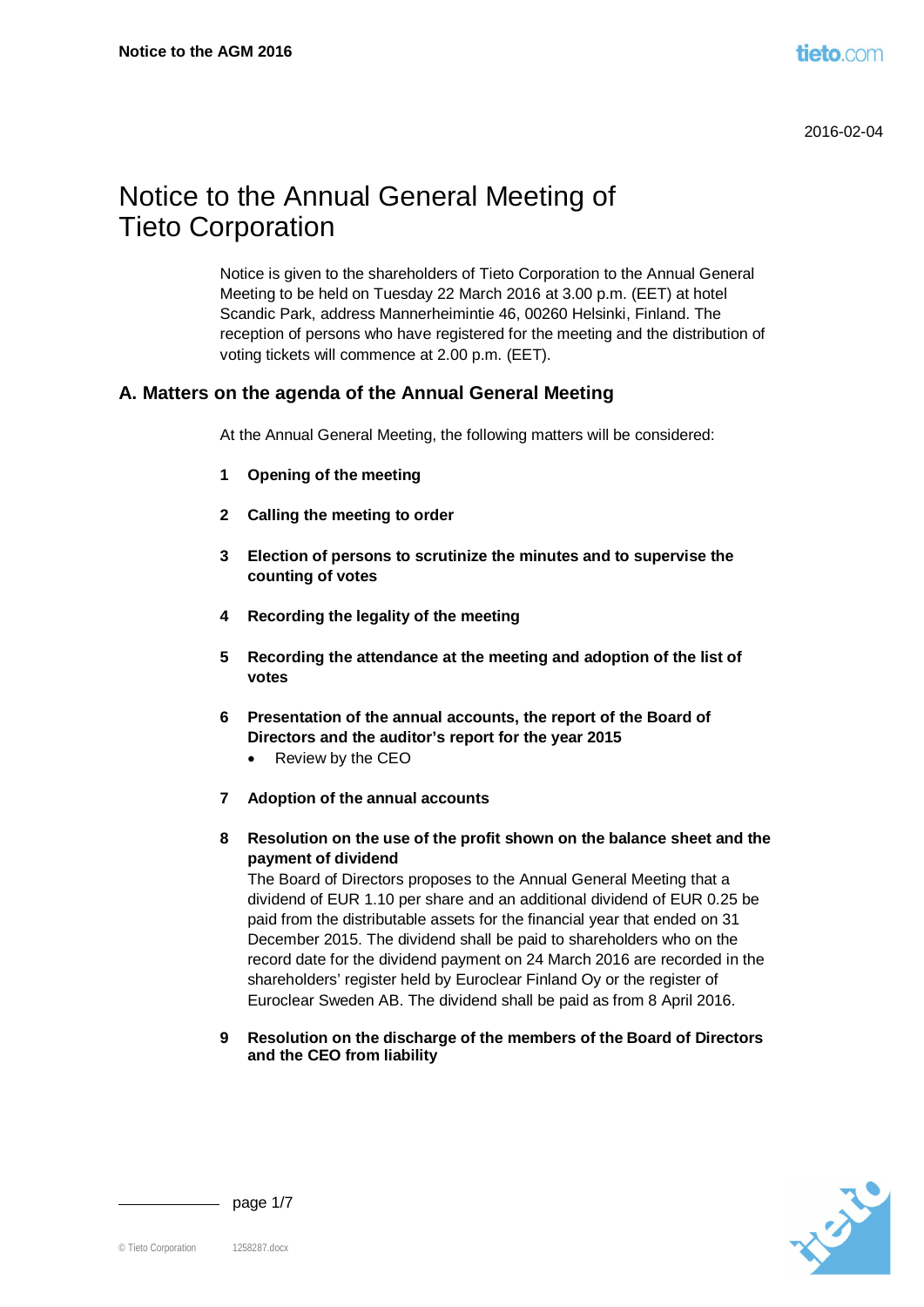2016-02-04

# Notice to the Annual General Meeting of Tieto Corporation

Notice is given to the shareholders of Tieto Corporation to the Annual General Meeting to be held on Tuesday 22 March 2016 at 3.00 p.m. (EET) at hotel Scandic Park, address Mannerheimintie 46, 00260 Helsinki, Finland. The reception of persons who have registered for the meeting and the distribution of voting tickets will commence at 2.00 p.m. (EET).

## A. Matters on the agenda of the Annual General Meeting

At the Annual General Meeting, the following matters will be considered:

**1 Opening of the meeting**

**2 Calling the meeting to order**

**3 Election of persons to scrutinize the minutes and to supervise the counting of votes**

**4 Recording the legality of the meeting**

**5 Recording the attendance at the meeting and adoption of the list of votes**

**6 Presentation of the annual accounts, the report of the Board of Directors and the auditor's report for the year 2015**

- Review by the CEO

**7 Adoption of the annual accounts**

**8 Resolution on the use of the profit shown on the balance sheet and the payment of dividend**

The Board of Directors proposes to the Annual General Meeting that a dividend of EUR 1.10 per share and an additional dividend of EUR 0.25 be paid from the distributable assets for the financial year that ended on 31 December 2015. The dividend shall be paid to shareholders who on the record date for the dividend payment on 24 March 2016 are recorded in the shareholders' register held by Euroclear Finland Oy or the register of Euroclear Sweden AB. The dividend shall be paid as from 8 April 2016.

**9 Resolution on the discharge of the members of the Board of Directors and the CEO from liability**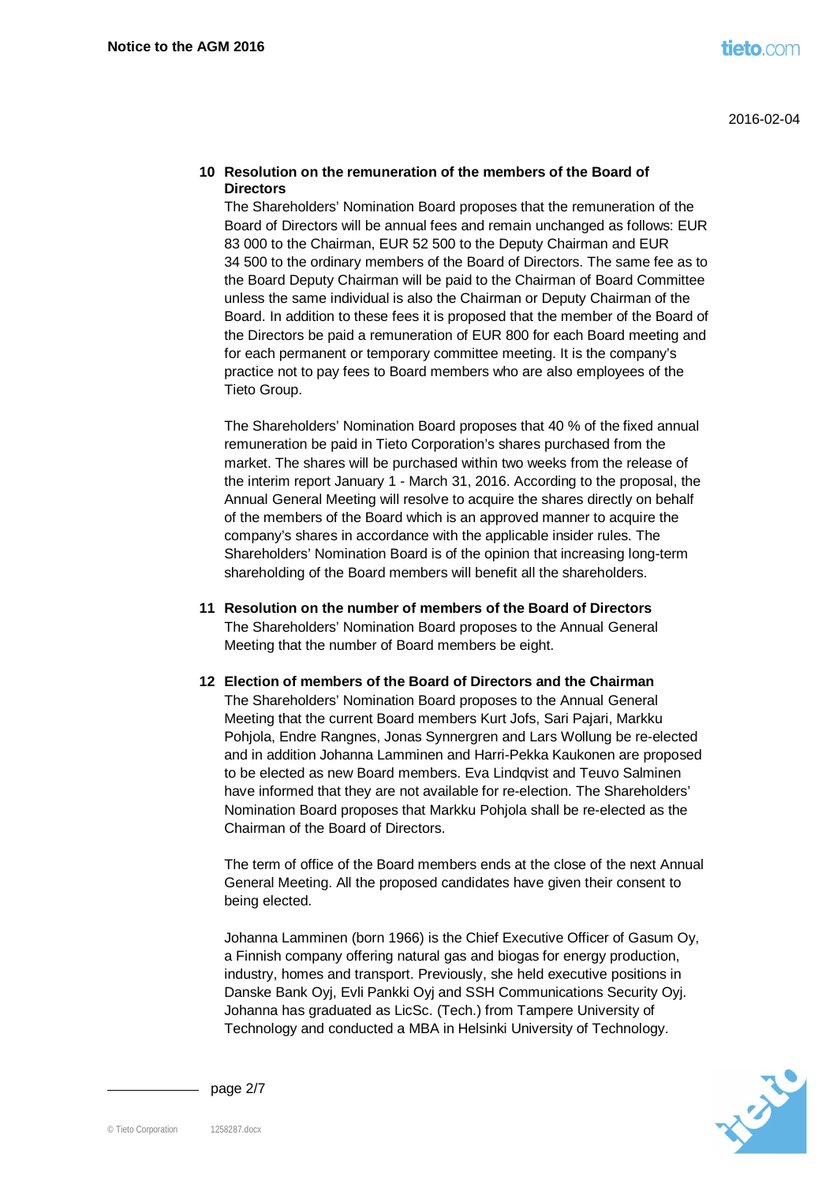## 10 Resolution on the remuneration of the members of the Board of Directors

The Shareholders' Nomination Board proposes that the remuneration of the Board of Directors will be annual fees and remain unchanged as follows: EUR 83 000 to the Chairman, EUR 52 500 to the Deputy Chairman and EUR 34 500 to the ordinary members of the Board of Directors. The same fee as to the Board Deputy Chairman will be paid to the Chairman of Board Committee unless the same individual is also the Chairman or Deputy Chairman of the Board. In addition to these fees it is proposed that the member of the Board of the Directors be paid a remuneration of EUR 800 for each Board meeting and for each permanent or temporary committee meeting. It is the company's practice not to pay fees to Board members who are also employees of the Tieto Group.

The Shareholders' Nomination Board proposes that 40 % of the fixed annual remuneration be paid in Tieto Corporation's shares purchased from the market. The shares will be purchased within two weeks from the release of the interim report January 1 - March 31, 2016. According to the proposal, the Annual General Meeting will resolve to acquire the shares directly on behalf of the members of the Board which is an approved manner to acquire the company's shares in accordance with the applicable insider rules. The Shareholders' Nomination Board is of the opinion that increasing long-term shareholding of the Board members will benefit all the shareholders.

## 11 Resolution on the number of members of the Board of Directors

The Shareholders' Nomination Board proposes to the Annual General Meeting that the number of Board members be eight.

## 12 Election of members of the Board of Directors and the Chairman

The Shareholders' Nomination Board proposes to the Annual General Meeting that the current Board members Kurt Jofs, Sari Pajari, Markku Pohjola, Endre Rangnes, Jonas Synnergren and Lars Wollung be re-elected and in addition Johanna Lamminen and Harri-Pekka Kaukonen are proposed to be elected as new Board members. Eva Lindqvist and Teuvo Salminen have informed that they are not available for re-election. The Shareholders' Nomination Board proposes that Markku Pohjola shall be re-elected as the Chairman of the Board of Directors.

The term of office of the Board members ends at the close of the next Annual General Meeting. All the proposed candidates have given their consent to being elected.

Johanna Lamminen (born 1966) is the Chief Executive Officer of Gasum Oy, a Finnish company offering natural gas and biogas for energy production, industry, homes and transport. Previously, she held executive positions in Danske Bank Oyj, Evli Pankki Oyj and SSH Communications Security Oyj. Johanna has graduated as LicSc. (Tech.) from Tampere University of Technology and conducted a MBA in Helsinki University of Technology.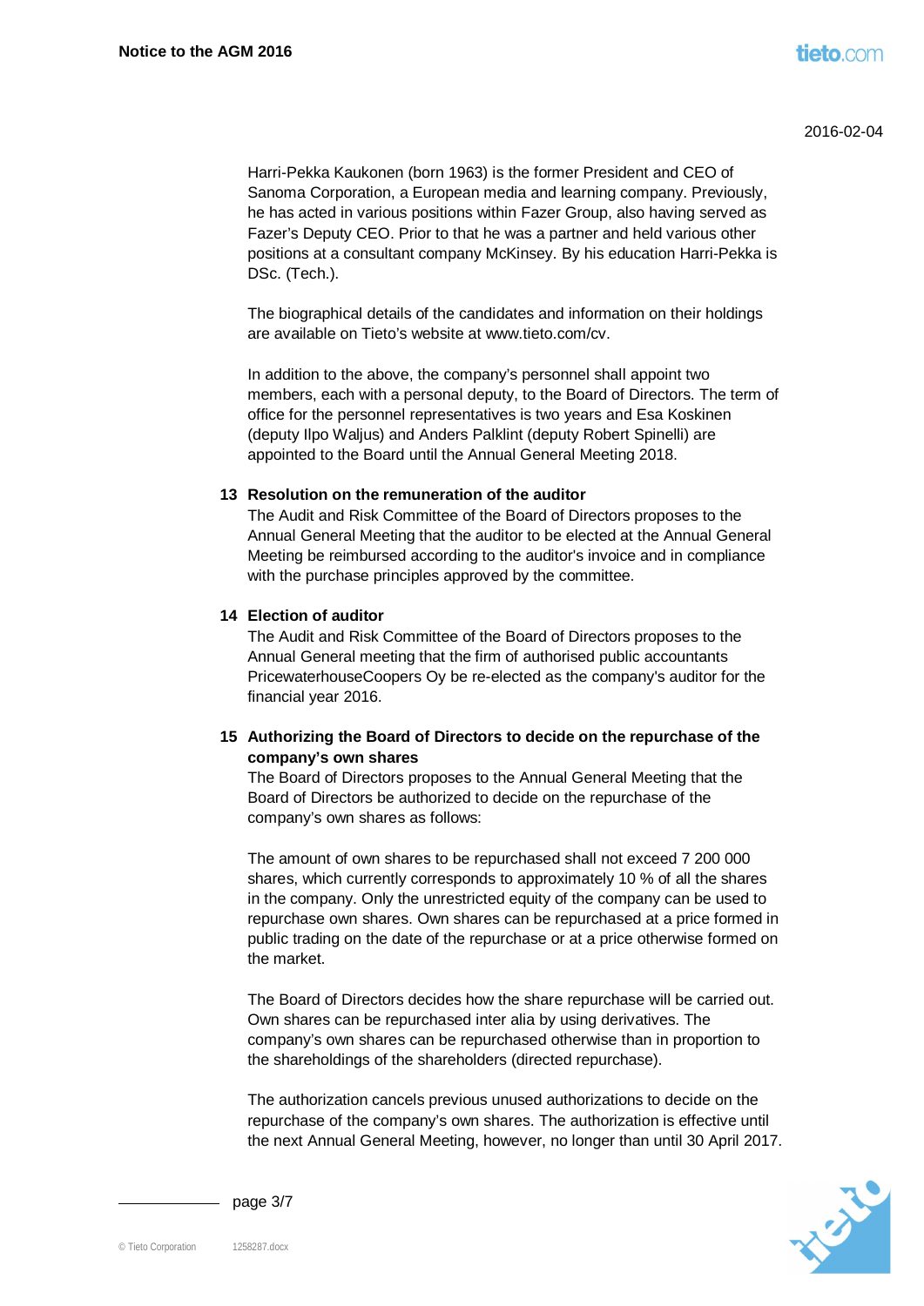2016-02-04

Harri-Pekka Kaukonen (born 1963) is the former President and CEO of Sanoma Corporation, a European media and learning company. Previously, he has acted in various positions within Fazer Group, also having served as Fazer's Deputy CEO. Prior to that he was a partner and held various other positions at a consultant company McKinsey. By his education Harri-Pekka is DSc. (Tech.).

The biographical details of the candidates and information on their holdings are available on Tieto's website at www.tieto.com/cv.

In addition to the above, the company's personnel shall appoint two members, each with a personal deputy, to the Board of Directors. The term of office for the personnel representatives is two years and Esa Koskinen (deputy Ilpo Waljus) and Anders Palklint (deputy Robert Spinelli) are appointed to the Board until the Annual General Meeting 2018.

**13 Resolution on the remuneration of the auditor**

The Audit and Risk Committee of the Board of Directors proposes to the Annual General Meeting that the auditor to be elected at the Annual General Meeting be reimbursed according to the auditor's invoice and in compliance with the purchase principles approved by the committee.

**14 Election of auditor**

The Audit and Risk Committee of the Board of Directors proposes to the Annual General meeting that the firm of authorised public accountants PricewaterhouseCoopers Oy be re-elected as the company's auditor for the financial year 2016.

**15 Authorizing the Board of Directors to decide on the repurchase of the company's own shares**

The Board of Directors proposes to the Annual General Meeting that the Board of Directors be authorized to decide on the repurchase of the company's own shares as follows:

The amount of own shares to be repurchased shall not exceed 7 200 000 shares, which currently corresponds to approximately 10 % of all the shares in the company. Only the unrestricted equity of the company can be used to repurchase own shares. Own shares can be repurchased at a price formed in public trading on the date of the repurchase or at a price otherwise formed on the market.

The Board of Directors decides how the share repurchase will be carried out. Own shares can be repurchased inter alia by using derivatives. The company's own shares can be repurchased otherwise than in proportion to the shareholdings of the shareholders (directed repurchase).

The authorization cancels previous unused authorizations to decide on the repurchase of the company's own shares. The authorization is effective until the next Annual General Meeting, however, no longer than until 30 April 2017.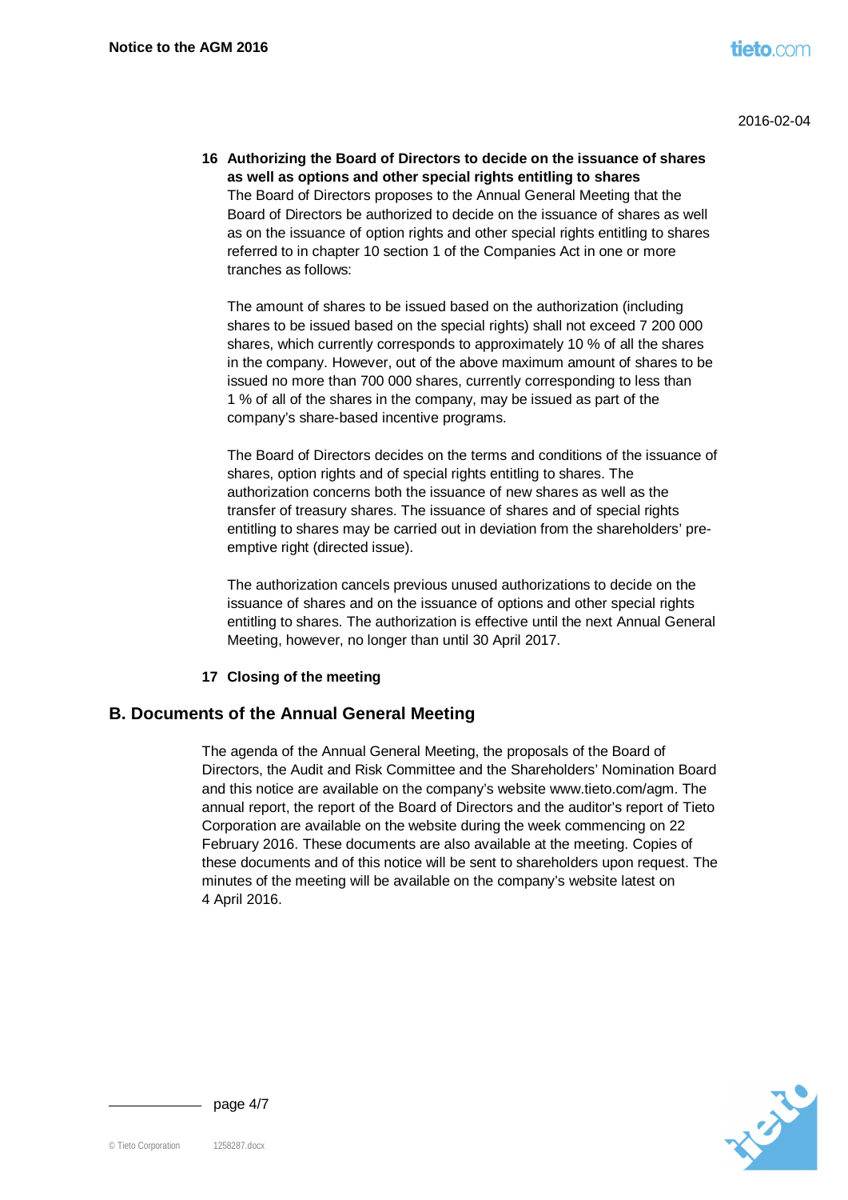### 16 Authorizing the Board of Directors to decide on the issuance of shares as well as options and other special rights entitling to shares

The Board of Directors proposes to the Annual General Meeting that the Board of Directors be authorized to decide on the issuance of shares as well as on the issuance of option rights and other special rights entitling to shares referred to in chapter 10 section 1 of the Companies Act in one or more tranches as follows:

The amount of shares to be issued based on the authorization (including shares to be issued based on the special rights) shall not exceed 7 200 000 shares, which currently corresponds to approximately 10 % of all the shares in the company. However, out of the above maximum amount of shares to be issued no more than 700 000 shares, currently corresponding to less than 1 % of all of the shares in the company, may be issued as part of the company's share-based incentive programs.

The Board of Directors decides on the terms and conditions of the issuance of shares, option rights and of special rights entitling to shares. The authorization concerns both the issuance of new shares as well as the transfer of treasury shares. The issuance of shares and of special rights entitling to shares may be carried out in deviation from the shareholders' pre-emptive right (directed issue).

The authorization cancels previous unused authorizations to decide on the issuance of shares and on the issuance of options and other special rights entitling to shares. The authorization is effective until the next Annual General Meeting, however, no longer than until 30 April 2017.

### 17 Closing of the meeting

## B. Documents of the Annual General Meeting

The agenda of the Annual General Meeting, the proposals of the Board of Directors, the Audit and Risk Committee and the Shareholders' Nomination Board and this notice are available on the company's website www.tieto.com/agm. The annual report, the report of the Board of Directors and the auditor's report of Tieto Corporation are available on the website during the week commencing on 22 February 2016. These documents are also available at the meeting. Copies of these documents and of this notice will be sent to shareholders upon request. The minutes of the meeting will be available on the company's website latest on 4 April 2016.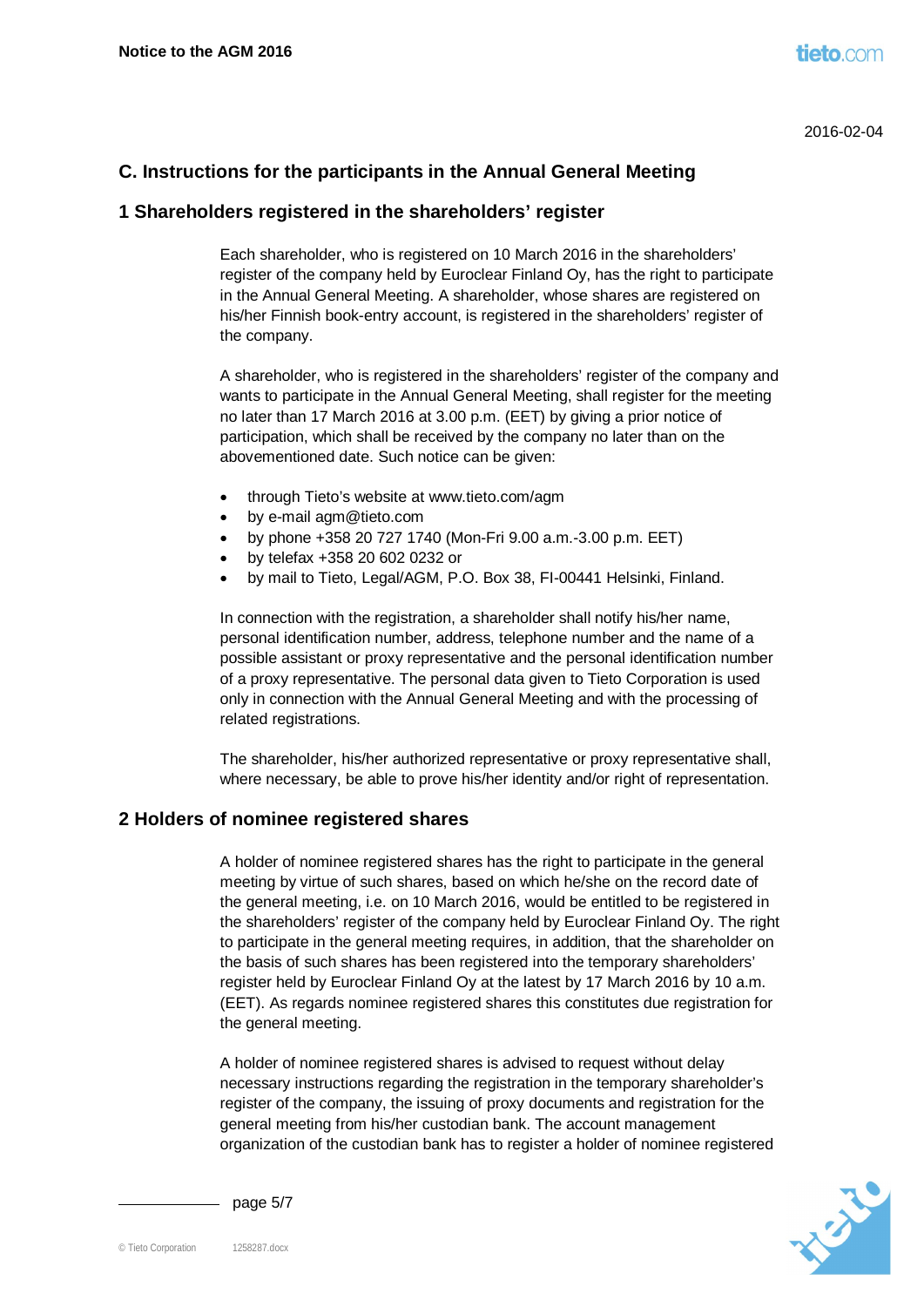2016-02-04

## C. Instructions for the participants in the Annual General Meeting

### 1 Shareholders registered in the shareholders' register

Each shareholder, who is registered on 10 March 2016 in the shareholders' register of the company held by Euroclear Finland Oy, has the right to participate in the Annual General Meeting. A shareholder, whose shares are registered on his/her Finnish book-entry account, is registered in the shareholders' register of the company.

A shareholder, who is registered in the shareholders' register of the company and wants to participate in the Annual General Meeting, shall register for the meeting no later than 17 March 2016 at 3.00 p.m. (EET) by giving a prior notice of participation, which shall be received by the company no later than on the abovementioned date. Such notice can be given:

- through Tieto's website at www.tieto.com/agm
- by e-mail agm@tieto.com
- by phone +358 20 727 1740 (Mon-Fri 9.00 a.m.-3.00 p.m. EET)
- by telefax +358 20 602 0232 or
- by mail to Tieto, Legal/AGM, P.O. Box 38, FI-00441 Helsinki, Finland.

In connection with the registration, a shareholder shall notify his/her name, personal identification number, address, telephone number and the name of a possible assistant or proxy representative and the personal identification number of a proxy representative. The personal data given to Tieto Corporation is used only in connection with the Annual General Meeting and with the processing of related registrations.

The shareholder, his/her authorized representative or proxy representative shall, where necessary, be able to prove his/her identity and/or right of representation.

### 2 Holders of nominee registered shares

A holder of nominee registered shares has the right to participate in the general meeting by virtue of such shares, based on which he/she on the record date of the general meeting, i.e. on 10 March 2016, would be entitled to be registered in the shareholders' register of the company held by Euroclear Finland Oy. The right to participate in the general meeting requires, in addition, that the shareholder on the basis of such shares has been registered into the temporary shareholders' register held by Euroclear Finland Oy at the latest by 17 March 2016 by 10 a.m. (EET). As regards nominee registered shares this constitutes due registration for the general meeting.

A holder of nominee registered shares is advised to request without delay necessary instructions regarding the registration in the temporary shareholder's register of the company, the issuing of proxy documents and registration for the general meeting from his/her custodian bank. The account management organization of the custodian bank has to register a holder of nominee registered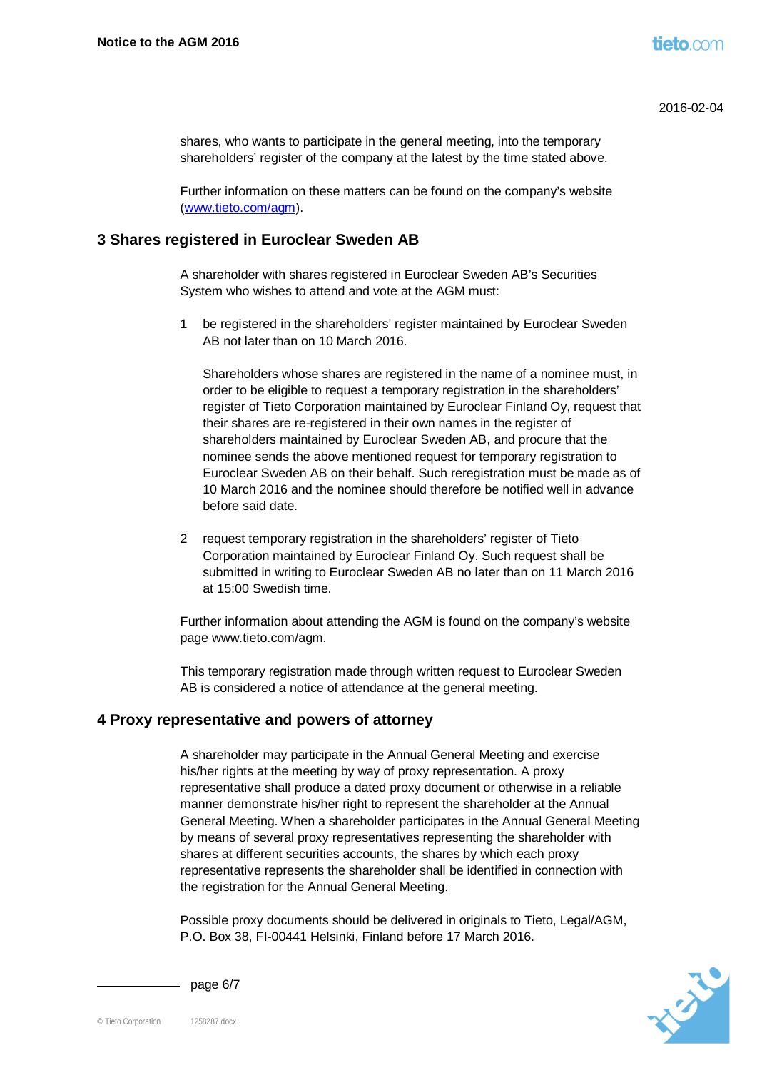shares, who wants to participate in the general meeting, into the temporary shareholders' register of the company at the latest by the time stated above.

Further information on these matters can be found on the company's website (www.tieto.com/agm).

## 3 Shares registered in Euroclear Sweden AB

A shareholder with shares registered in Euroclear Sweden AB's Securities System who wishes to attend and vote at the AGM must:

1. be registered in the shareholders' register maintained by Euroclear Sweden AB not later than on 10 March 2016.

   Shareholders whose shares are registered in the name of a nominee must, in order to be eligible to request a temporary registration in the shareholders' register of Tieto Corporation maintained by Euroclear Finland Oy, request that their shares are re-registered in their own names in the register of shareholders maintained by Euroclear Sweden AB, and procure that the nominee sends the above mentioned request for temporary registration to Euroclear Sweden AB on their behalf. Such reregistration must be made as of 10 March 2016 and the nominee should therefore be notified well in advance before said date.

2. request temporary registration in the shareholders' register of Tieto Corporation maintained by Euroclear Finland Oy. Such request shall be submitted in writing to Euroclear Sweden AB no later than on 11 March 2016 at 15:00 Swedish time.

Further information about attending the AGM is found on the company's website page www.tieto.com/agm.

This temporary registration made through written request to Euroclear Sweden AB is considered a notice of attendance at the general meeting.

## 4 Proxy representative and powers of attorney

A shareholder may participate in the Annual General Meeting and exercise his/her rights at the meeting by way of proxy representation. A proxy representative shall produce a dated proxy document or otherwise in a reliable manner demonstrate his/her right to represent the shareholder at the Annual General Meeting. When a shareholder participates in the Annual General Meeting by means of several proxy representatives representing the shareholder with shares at different securities accounts, the shares by which each proxy representative represents the shareholder shall be identified in connection with the registration for the Annual General Meeting.

Possible proxy documents should be delivered in originals to Tieto, Legal/AGM, P.O. Box 38, FI-00441 Helsinki, Finland before 17 March 2016.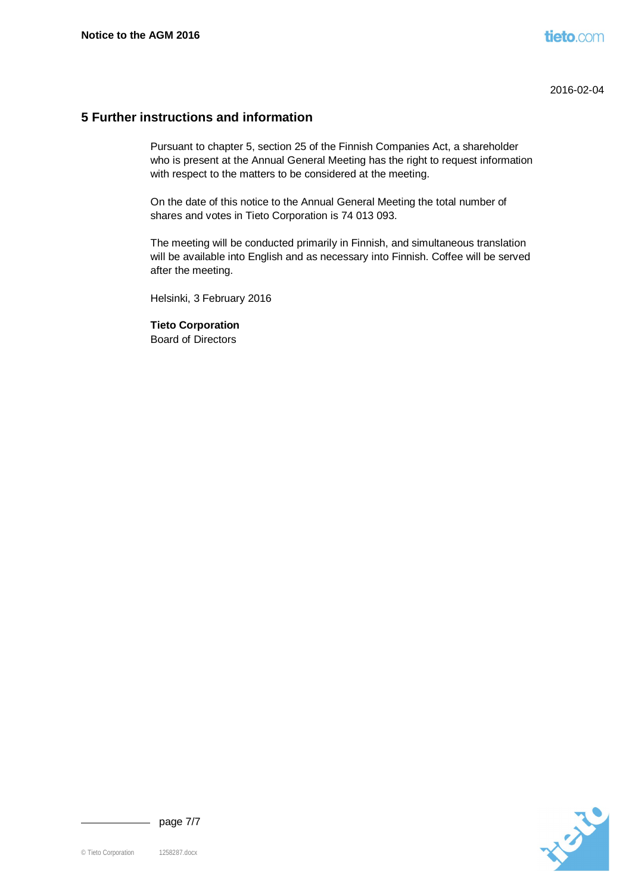## 5 Further instructions and information

Pursuant to chapter 5, section 25 of the Finnish Companies Act, a shareholder who is present at the Annual General Meeting has the right to request information with respect to the matters to be considered at the meeting.

On the date of this notice to the Annual General Meeting the total number of shares and votes in Tieto Corporation is 74 013 093.

The meeting will be conducted primarily in Finnish, and simultaneous translation will be available into English and as necessary into Finnish. Coffee will be served after the meeting.

Helsinki, 3 February 2016

**Tieto Corporation**
Board of Directors